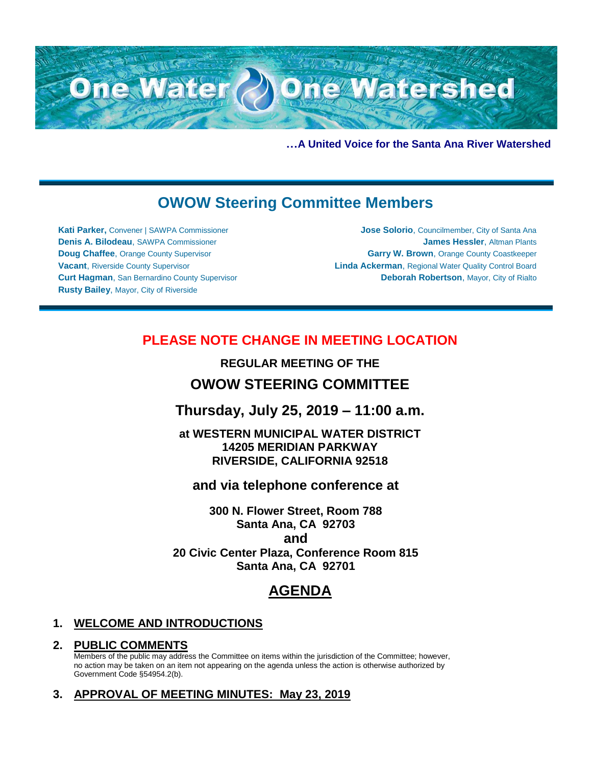# One Water One Watershed

**…A United Voice for the Santa Ana River Watershed**

## OWOW Steering Committee Members

**Kati Parker,** Convener | SAWPA Commissioner
**Denis A. Bilodeau**, SAWPA Commissioner
**Doug Chaffee**, Orange County Supervisor
**Vacant**, Riverside County Supervisor
**Curt Hagman**, San Bernardino County Supervisor
**Rusty Bailey**, Mayor, City of Riverside
**Jose Solorio**, Councilmember, City of Santa Ana
**James Hessler**, Altman Plants
**Garry W. Brown**, Orange County Coastkeeper
**Linda Ackerman**, Regional Water Quality Control Board
**Deborah Robertson**, Mayor, City of Rialto

## PLEASE NOTE CHANGE IN MEETING LOCATION

**REGULAR MEETING OF THE**

## OWOW STEERING COMMITTEE

## Thursday, July 25, 2019 – 11:00 a.m.

**at WESTERN MUNICIPAL WATER DISTRICT**
**14205 MERIDIAN PARKWAY**
**RIVERSIDE, CALIFORNIA 92518**

**and via telephone conference at**

**300 N. Flower Street, Room 788**
**Santa Ana, CA 92703**
**and**
**20 Civic Center Plaza, Conference Room 815**
**Santa Ana, CA 92701**

## AGENDA

### 1. WELCOME AND INTRODUCTIONS

### 2. PUBLIC COMMENTS

Members of the public may address the Committee on items within the jurisdiction of the Committee; however, no action may be taken on an item not appearing on the agenda unless the action is otherwise authorized by Government Code §54954.2(b).

### 3. APPROVAL OF MEETING MINUTES: May 23, 2019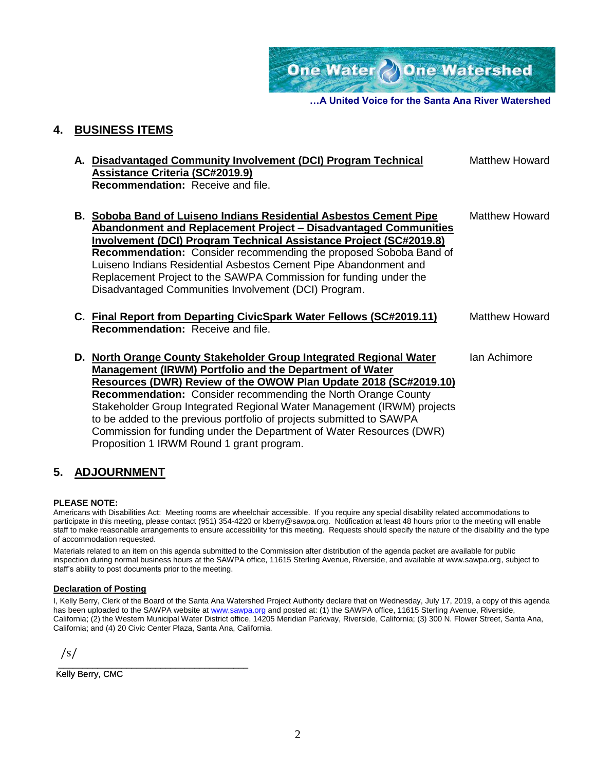…A United Voice for the Santa Ana River Watershed

## 4. BUSINESS ITEMS

**A. Disadvantaged Community Involvement (DCI) Program Technical Assistance Criteria (SC#2019.9)** — Matthew Howard
**Recommendation:** Receive and file.

**B. Soboba Band of Luiseno Indians Residential Asbestos Cement Pipe Abandonment and Replacement Project – Disadvantaged Communities Involvement (DCI) Program Technical Assistance Project (SC#2019.8)** — Matthew Howard
**Recommendation:** Consider recommending the proposed Soboba Band of Luiseno Indians Residential Asbestos Cement Pipe Abandonment and Replacement Project to the SAWPA Commission for funding under the Disadvantaged Communities Involvement (DCI) Program.

**C. Final Report from Departing CivicSpark Water Fellows (SC#2019.11)** — Matthew Howard
**Recommendation:** Receive and file.

**D. North Orange County Stakeholder Group Integrated Regional Water Management (IRWM) Portfolio and the Department of Water Resources (DWR) Review of the OWOW Plan Update 2018 (SC#2019.10)** — Ian Achimore
**Recommendation:** Consider recommending the North Orange County Stakeholder Group Integrated Regional Water Management (IRWM) projects to be added to the previous portfolio of projects submitted to SAWPA Commission for funding under the Department of Water Resources (DWR) Proposition 1 IRWM Round 1 grant program.

## 5. ADJOURNMENT

**PLEASE NOTE:**
Americans with Disabilities Act: Meeting rooms are wheelchair accessible. If you require any special disability related accommodations to participate in this meeting, please contact (951) 354-4220 or kberry@sawpa.org. Notification at least 48 hours prior to the meeting will enable staff to make reasonable arrangements to ensure accessibility for this meeting. Requests should specify the nature of the disability and the type of accommodation requested.

Materials related to an item on this agenda submitted to the Commission after distribution of the agenda packet are available for public inspection during normal business hours at the SAWPA office, 11615 Sterling Avenue, Riverside, and available at www.sawpa.org, subject to staff's ability to post documents prior to the meeting.

**Declaration of Posting**

I, Kelly Berry, Clerk of the Board of the Santa Ana Watershed Project Authority declare that on Wednesday, July 17, 2019, a copy of this agenda has been uploaded to the SAWPA website at www.sawpa.org and posted at: (1) the SAWPA office, 11615 Sterling Avenue, Riverside, California; (2) the Western Municipal Water District office, 14205 Meridian Parkway, Riverside, California; (3) 300 N. Flower Street, Santa Ana, California; and (4) 20 Civic Center Plaza, Santa Ana, California.

/s/
\_\_\_\_\_\_\_\_\_\_\_\_\_\_\_\_\_\_\_\_\_\_\_\_\_\_\_\_\_\_\_\_\_\_\_\_
Kelly Berry, CMC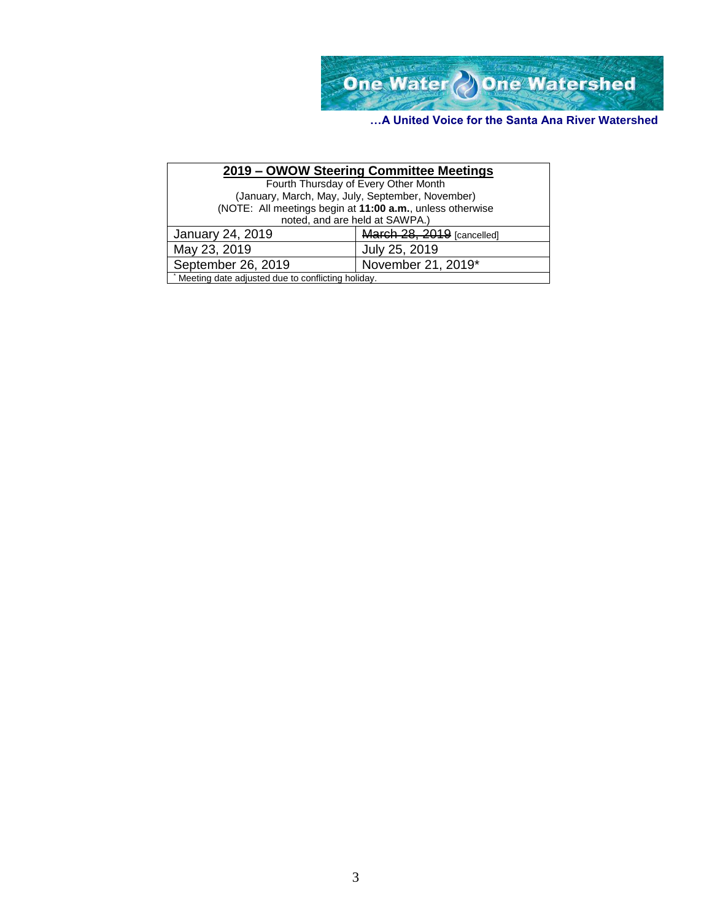One Water One Watershed

**…A United Voice for the Santa Ana River Watershed**

| **2019 – OWOW Steering Committee Meetings**<br>Fourth Thursday of Every Other Month<br>(January, March, May, July, September, November)<br>(NOTE: All meetings begin at **11:00 a.m.**, unless otherwise noted, and are held at SAWPA.) | |
|---|---|
| January 24, 2019 | ~~March 28, 2019~~ [cancelled] |
| May 23, 2019 | July 25, 2019 |
| September 26, 2019 | November 21, 2019* |
| * Meeting date adjusted due to conflicting holiday. | |